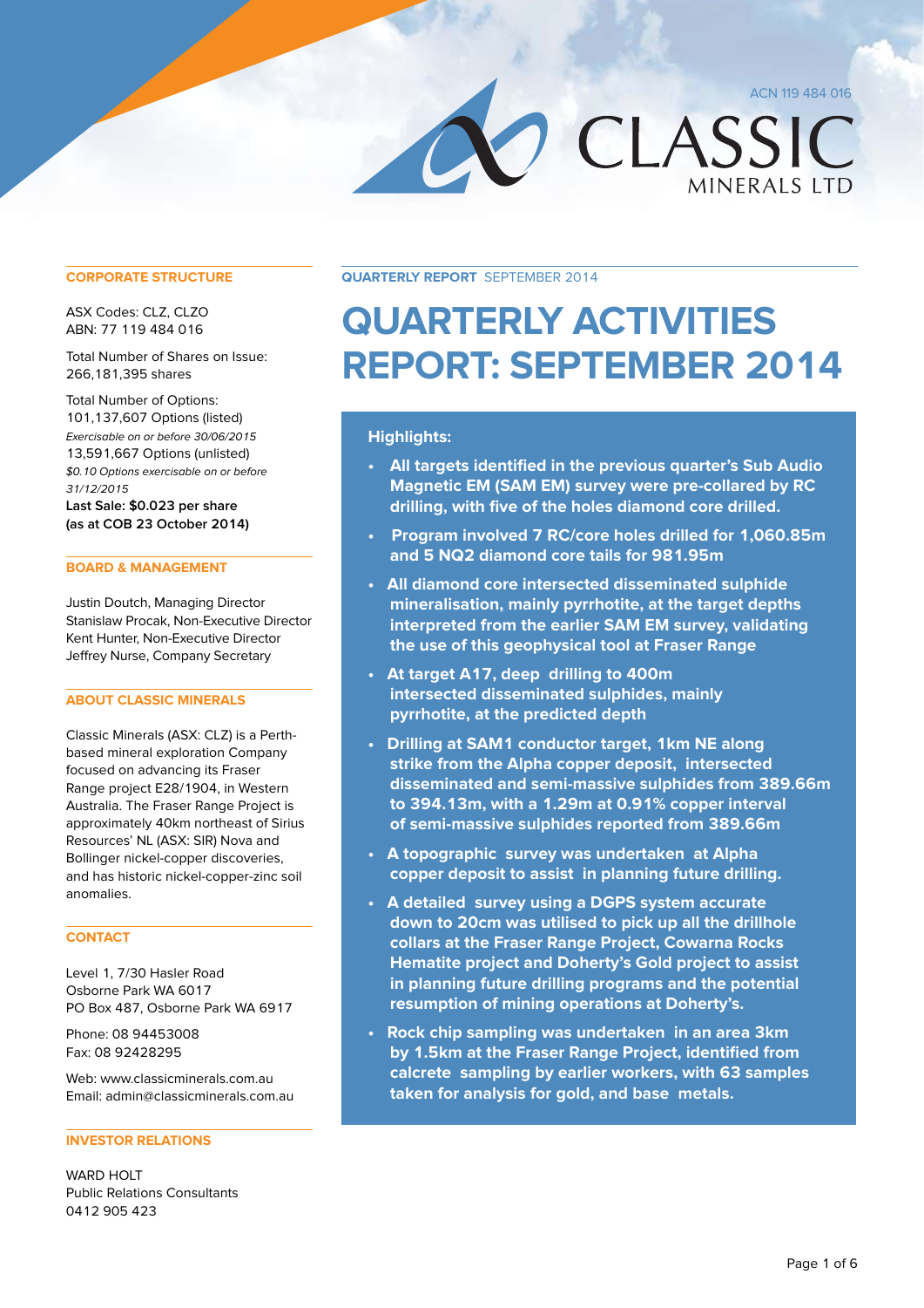ACN 119 484 016

CLASSIC MINERALS LTD

**QUARTERLY REPORT** SEPTEMBER 2014

# QUARTERLY ACTIVITIES REPORT: SEPTEMBER 2014

### Highlights:

- **All targets identified in the previous quarter's Sub Audio Magnetic EM (SAM EM) survey were pre-collared by RC drilling, with five of the holes diamond core drilled.**
- **Program involved 7 RC/core holes drilled for 1,060.85m and 5 NQ2 diamond core tails for 981.95m**
- **All diamond core intersected disseminated sulphide mineralisation, mainly pyrrhotite, at the target depths interpreted from the earlier SAM EM survey, validating the use of this geophysical tool at Fraser Range**
- **At target A17, deep drilling to 400m intersected disseminated sulphides, mainly pyrrhotite, at the predicted depth**
- **Drilling at SAM1 conductor target, 1km NE along strike from the Alpha copper deposit, intersected disseminated and semi-massive sulphides from 389.66m to 394.13m, with a 1.29m at 0.91% copper interval of semi-massive sulphides reported from 389.66m**
- **A topographic survey was undertaken at Alpha copper deposit to assist in planning future drilling.**
- **A detailed survey using a DGPS system accurate down to 20cm was utilised to pick up all the drillhole collars at the Fraser Range Project, Cowarna Rocks Hematite project and Doherty's Gold project to assist in planning future drilling programs and the potential resumption of mining operations at Doherty's.**
- **Rock chip sampling was undertaken in an area 3km by 1.5km at the Fraser Range Project, identified from calcrete sampling by earlier workers, with 63 samples taken for analysis for gold, and base metals.**

## CORPORATE STRUCTURE

ASX Codes: CLZ, CLZO
ABN: 77 119 484 016

Total Number of Shares on Issue:
266,181,395 shares

Total Number of Options:
101,137,607 Options (listed)
*Exercisable on or before 30/06/2015*
13,591,667 Options (unlisted)
*$0.10 Options exercisable on or before 31/12/2015*

**Last Sale: $0.023 per share**
**(as at COB 23 October 2014)**

## BOARD & MANAGEMENT

Justin Doutch, Managing Director
Stanislaw Procak, Non-Executive Director
Kent Hunter, Non-Executive Director
Jeffrey Nurse, Company Secretary

## ABOUT CLASSIC MINERALS

Classic Minerals (ASX: CLZ) is a Perth-based mineral exploration Company focused on advancing its Fraser Range project E28/1904, in Western Australia. The Fraser Range Project is approximately 40km northeast of Sirius Resources' NL (ASX: SIR) Nova and Bollinger nickel-copper discoveries, and has historic nickel-copper-zinc soil anomalies.

## CONTACT

Level 1, 7/30 Hasler Road
Osborne Park WA 6017
PO Box 487, Osborne Park WA 6917

Phone: 08 94453008
Fax: 08 92428295

Web: www.classicminerals.com.au
Email: admin@classicminerals.com.au

## INVESTOR RELATIONS

WARD HOLT
Public Relations Consultants
0412 905 423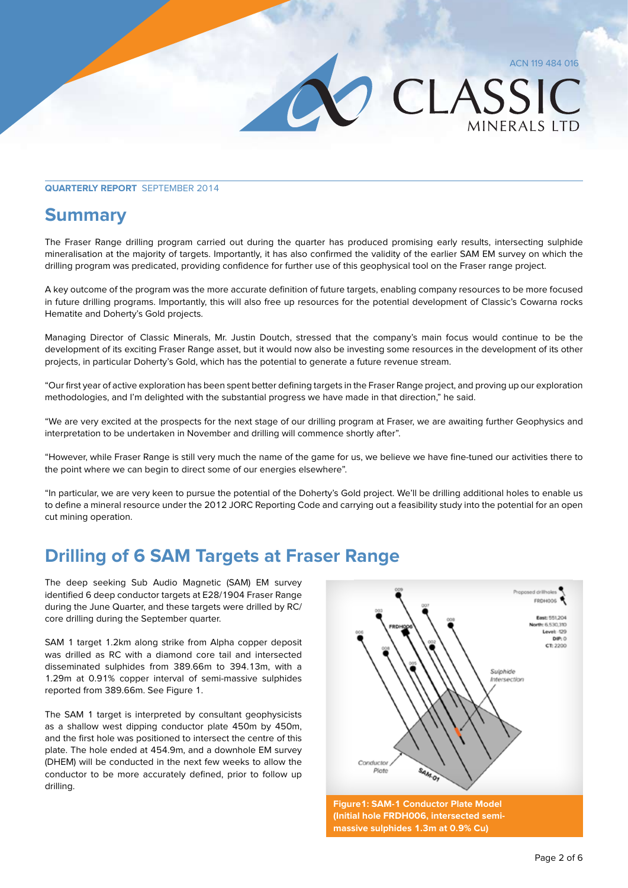**QUARTERLY REPORT** SEPTEMBER 2014

## Summary

The Fraser Range drilling program carried out during the quarter has produced promising early results, intersecting sulphide mineralisation at the majority of targets. Importantly, it has also confirmed the validity of the earlier SAM EM survey on which the drilling program was predicated, providing confidence for further use of this geophysical tool on the Fraser range project.

A key outcome of the program was the more accurate definition of future targets, enabling company resources to be more focused in future drilling programs. Importantly, this will also free up resources for the potential development of Classic's Cowarna rocks Hematite and Doherty's Gold projects.

Managing Director of Classic Minerals, Mr. Justin Doutch, stressed that the company's main focus would continue to be the development of its exciting Fraser Range asset, but it would now also be investing some resources in the development of its other projects, in particular Doherty's Gold, which has the potential to generate a future revenue stream.

"Our first year of active exploration has been spent better defining targets in the Fraser Range project, and proving up our exploration methodologies, and I'm delighted with the substantial progress we have made in that direction," he said.

"We are very excited at the prospects for the next stage of our drilling program at Fraser, we are awaiting further Geophysics and interpretation to be undertaken in November and drilling will commence shortly after".

"However, while Fraser Range is still very much the name of the game for us, we believe we have fine-tuned our activities there to the point where we can begin to direct some of our energies elsewhere".

"In particular, we are very keen to pursue the potential of the Doherty's Gold project. We'll be drilling additional holes to enable us to define a mineral resource under the 2012 JORC Reporting Code and carrying out a feasibility study into the potential for an open cut mining operation.

## Drilling of 6 SAM Targets at Fraser Range

The deep seeking Sub Audio Magnetic (SAM) EM survey identified 6 deep conductor targets at E28/1904 Fraser Range during the June Quarter, and these targets were drilled by RC/core drilling during the September quarter.

SAM 1 target 1.2km along strike from Alpha copper deposit was drilled as RC with a diamond core tail and intersected disseminated sulphides from 389.66m to 394.13m, with a 1.29m at 0.91% copper interval of semi-massive sulphides reported from 389.66m. See Figure 1.

The SAM 1 target is interpreted by consultant geophysicists as a shallow west dipping conductor plate 450m by 450m, and the first hole was positioned to intersect the centre of this plate. The hole ended at 454.9m, and a downhole EM survey (DHEM) will be conducted in the next few weeks to allow the conductor to be more accurately defined, prior to follow up drilling.

**Figure1: SAM-1 Conductor Plate Model (Initial hole FRDH006, intersected semi-massive sulphides 1.3m at 0.9% Cu)**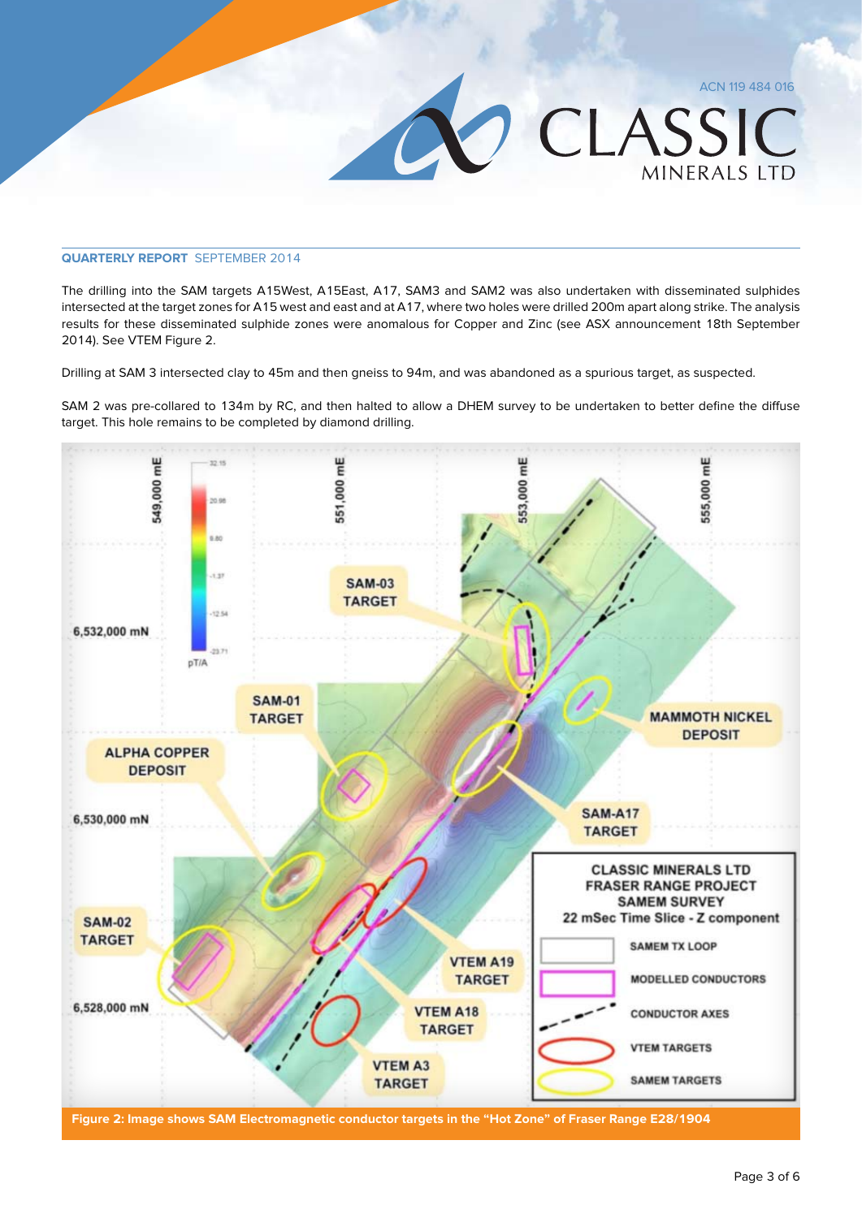The drilling into the SAM targets A15West, A15East, A17, SAM3 and SAM2 was also undertaken with disseminated sulphides intersected at the target zones for A15 west and east and at A17, where two holes were drilled 200m apart along strike. The analysis results for these disseminated sulphide zones were anomalous for Copper and Zinc (see ASX announcement 18th September 2014). See VTEM Figure 2.

Drilling at SAM 3 intersected clay to 45m and then gneiss to 94m, and was abandoned as a spurious target, as suspected.

SAM 2 was pre-collared to 134m by RC, and then halted to allow a DHEM survey to be undertaken to better define the diffuse target. This hole remains to be completed by diamond drilling.

**Figure 2: Image shows SAM Electromagnetic conductor targets in the "Hot Zone" of Fraser Range E28/1904**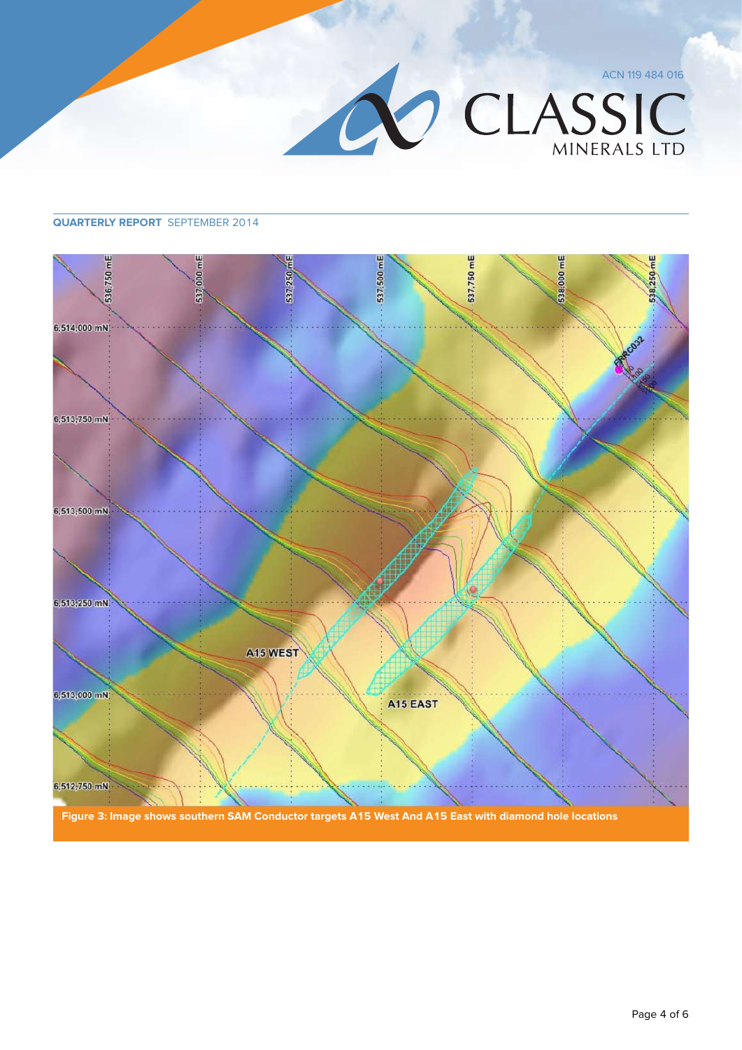**QUARTERLY REPORT** SEPTEMBER 2014

Figure 3: Image shows southern SAM Conductor targets A15 West And A15 East with diamond hole locations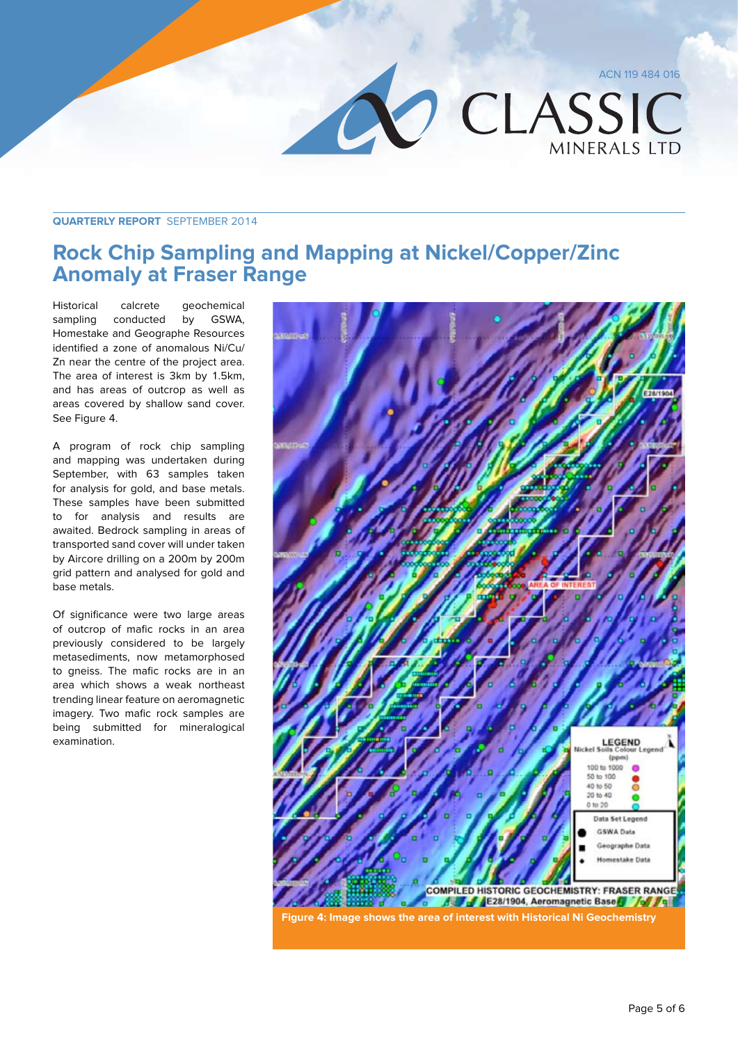**QUARTERLY REPORT** SEPTEMBER 2014

# Rock Chip Sampling and Mapping at Nickel/Copper/Zinc Anomaly at Fraser Range

Historical calcrete geochemical sampling conducted by GSWA, Homestake and Geographe Resources identified a zone of anomalous Ni/Cu/Zn near the centre of the project area. The area of interest is 3km by 1.5km, and has areas of outcrop as well as areas covered by shallow sand cover. See Figure 4.

A program of rock chip sampling and mapping was undertaken during September, with 63 samples taken for analysis for gold, and base metals. These samples have been submitted to for analysis and results are awaited. Bedrock sampling in areas of transported sand cover will under taken by Aircore drilling on a 200m by 200m grid pattern and analysed for gold and base metals.

Of significance were two large areas of outcrop of mafic rocks in an area previously considered to be largely metasediments, now metamorphosed to gneiss. The mafic rocks are in an area which shows a weak northeast trending linear feature on aeromagnetic imagery. Two mafic rock samples are being submitted for mineralogical examination.

**Figure 4: Image shows the area of interest with Historical Ni Geochemistry**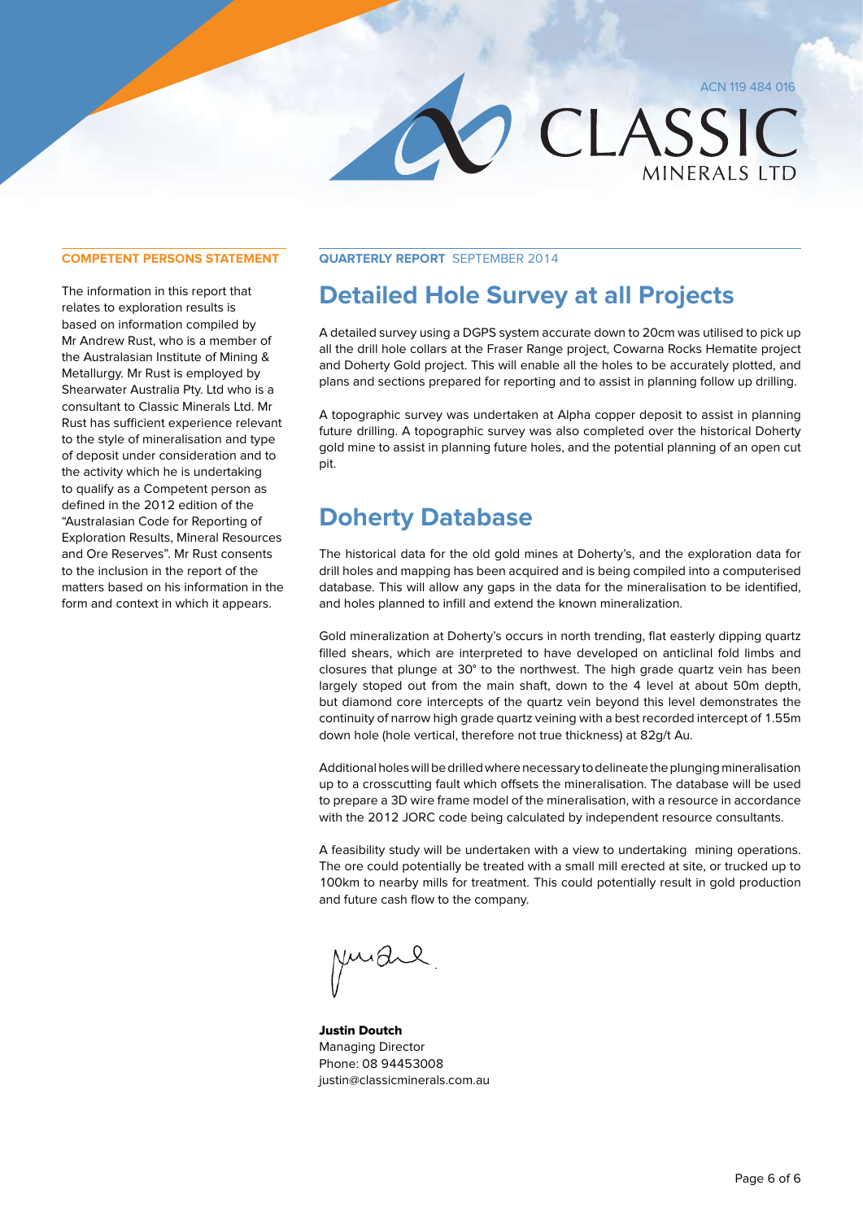ACN 119 484 016

CLASSIC MINERALS LTD

**COMPETENT PERSONS STATEMENT**

The information in this report that relates to exploration results is based on information compiled by Mr Andrew Rust, who is a member of the Australasian Institute of Mining & Metallurgy. Mr Rust is employed by Shearwater Australia Pty. Ltd who is a consultant to Classic Minerals Ltd. Mr Rust has sufficient experience relevant to the style of mineralisation and type of deposit under consideration and to the activity which he is undertaking to qualify as a Competent person as defined in the 2012 edition of the "Australasian Code for Reporting of Exploration Results, Mineral Resources and Ore Reserves". Mr Rust consents to the inclusion in the report of the matters based on his information in the form and context in which it appears.

**QUARTERLY REPORT** SEPTEMBER 2014

## Detailed Hole Survey at all Projects

A detailed survey using a DGPS system accurate down to 20cm was utilised to pick up all the drill hole collars at the Fraser Range project, Cowarna Rocks Hematite project and Doherty Gold project. This will enable all the holes to be accurately plotted, and plans and sections prepared for reporting and to assist in planning follow up drilling.

A topographic survey was undertaken at Alpha copper deposit to assist in planning future drilling. A topographic survey was also completed over the historical Doherty gold mine to assist in planning future holes, and the potential planning of an open cut pit.

## Doherty Database

The historical data for the old gold mines at Doherty's, and the exploration data for drill holes and mapping has been acquired and is being compiled into a computerised database. This will allow any gaps in the data for the mineralisation to be identified, and holes planned to infill and extend the known mineralization.

Gold mineralization at Doherty's occurs in north trending, flat easterly dipping quartz filled shears, which are interpreted to have developed on anticlinal fold limbs and closures that plunge at 30° to the northwest. The high grade quartz vein has been largely stoped out from the main shaft, down to the 4 level at about 50m depth, but diamond core intercepts of the quartz vein beyond this level demonstrates the continuity of narrow high grade quartz veining with a best recorded intercept of 1.55m down hole (hole vertical, therefore not true thickness) at 82g/t Au.

Additional holes will be drilled where necessary to delineate the plunging mineralisation up to a crosscutting fault which offsets the mineralisation. The database will be used to prepare a 3D wire frame model of the mineralisation, with a resource in accordance with the 2012 JORC code being calculated by independent resource consultants.

A feasibility study will be undertaken with a view to undertaking mining operations. The ore could potentially be treated with a small mill erected at site, or trucked up to 100km to nearby mills for treatment. This could potentially result in gold production and future cash flow to the company.

**Justin Doutch**
Managing Director
Phone: 08 94453008
justin@classicminerals.com.au